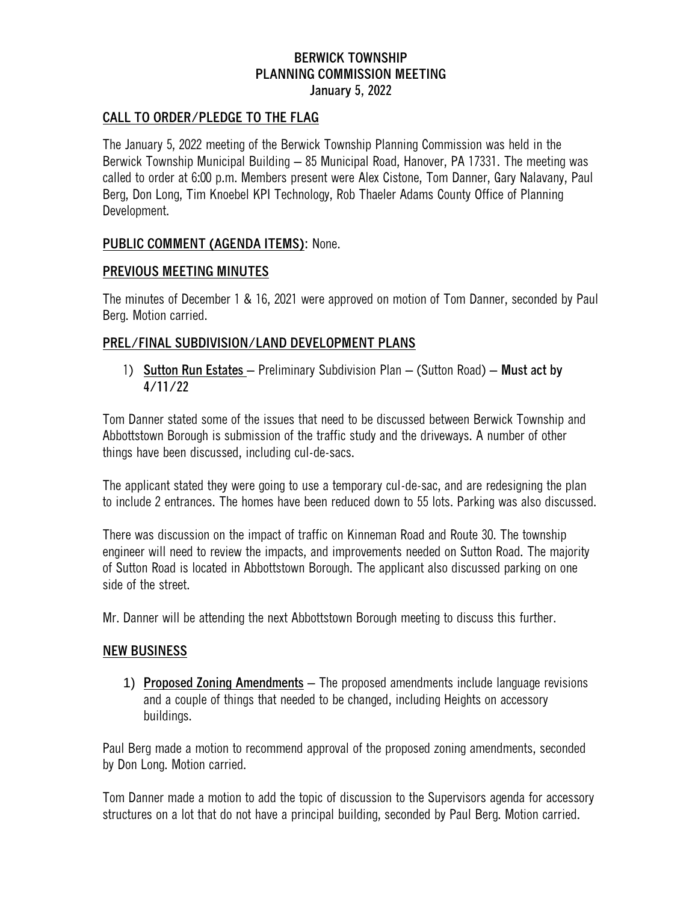# BERWICK TOWNSHIP
# PLANNING COMMISSION MEETING
## January 5, 2022

## CALL TO ORDER/PLEDGE TO THE FLAG

The January 5, 2022 meeting of the Berwick Township Planning Commission was held in the Berwick Township Municipal Building – 85 Municipal Road, Hanover, PA 17331. The meeting was called to order at 6:00 p.m. Members present were Alex Cistone, Tom Danner, Gary Nalavany, Paul Berg, Don Long, Tim Knoebel KPI Technology, Rob Thaeler Adams County Office of Planning Development.

## PUBLIC COMMENT (AGENDA ITEMS): None.

## PREVIOUS MEETING MINUTES

The minutes of December 1 & 16, 2021 were approved on motion of Tom Danner, seconded by Paul Berg. Motion carried.

## PREL/FINAL SUBDIVISION/LAND DEVELOPMENT PLANS

1) **Sutton Run Estates** – Preliminary Subdivision Plan – (Sutton Road) – **Must act by 4/11/22**

Tom Danner stated some of the issues that need to be discussed between Berwick Township and Abbottstown Borough is submission of the traffic study and the driveways. A number of other things have been discussed, including cul-de-sacs.

The applicant stated they were going to use a temporary cul-de-sac, and are redesigning the plan to include 2 entrances. The homes have been reduced down to 55 lots. Parking was also discussed.

There was discussion on the impact of traffic on Kinneman Road and Route 30. The township engineer will need to review the impacts, and improvements needed on Sutton Road. The majority of Sutton Road is located in Abbottstown Borough. The applicant also discussed parking on one side of the street.

Mr. Danner will be attending the next Abbottstown Borough meeting to discuss this further.

## NEW BUSINESS

1) **Proposed Zoning Amendments** – The proposed amendments include language revisions and a couple of things that needed to be changed, including Heights on accessory buildings.

Paul Berg made a motion to recommend approval of the proposed zoning amendments, seconded by Don Long. Motion carried.

Tom Danner made a motion to add the topic of discussion to the Supervisors agenda for accessory structures on a lot that do not have a principal building, seconded by Paul Berg. Motion carried.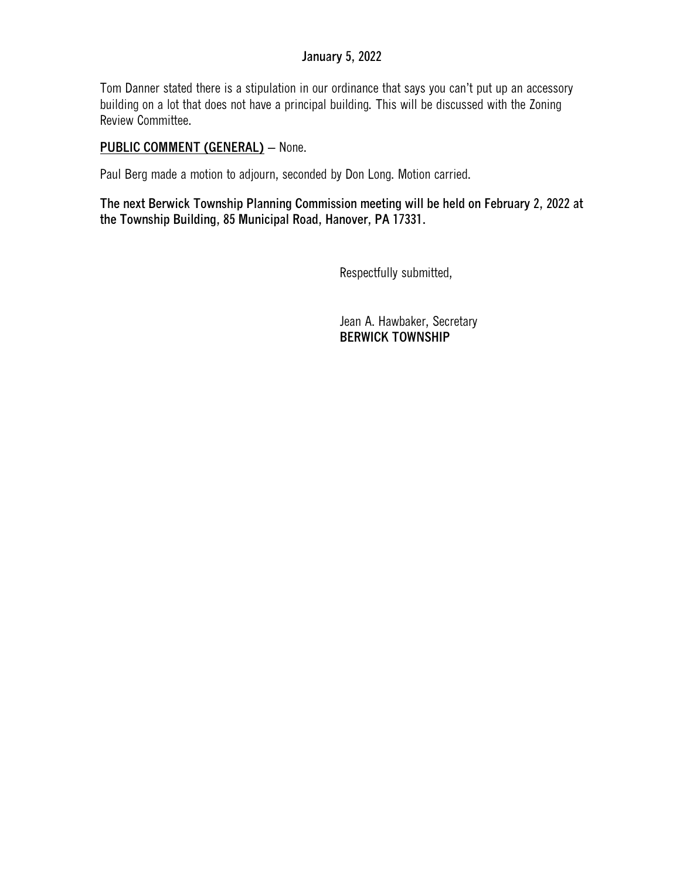Tom Danner stated there is a stipulation in our ordinance that says you can't put up an accessory building on a lot that does not have a principal building. This will be discussed with the Zoning Review Committee.

**PUBLIC COMMENT (GENERAL)** – None.

Paul Berg made a motion to adjourn, seconded by Don Long. Motion carried.

**The next Berwick Township Planning Commission meeting will be held on February 2, 2022 at the Township Building, 85 Municipal Road, Hanover, PA 17331.**

Respectfully submitted,

Jean A. Hawbaker, Secretary
**BERWICK TOWNSHIP**